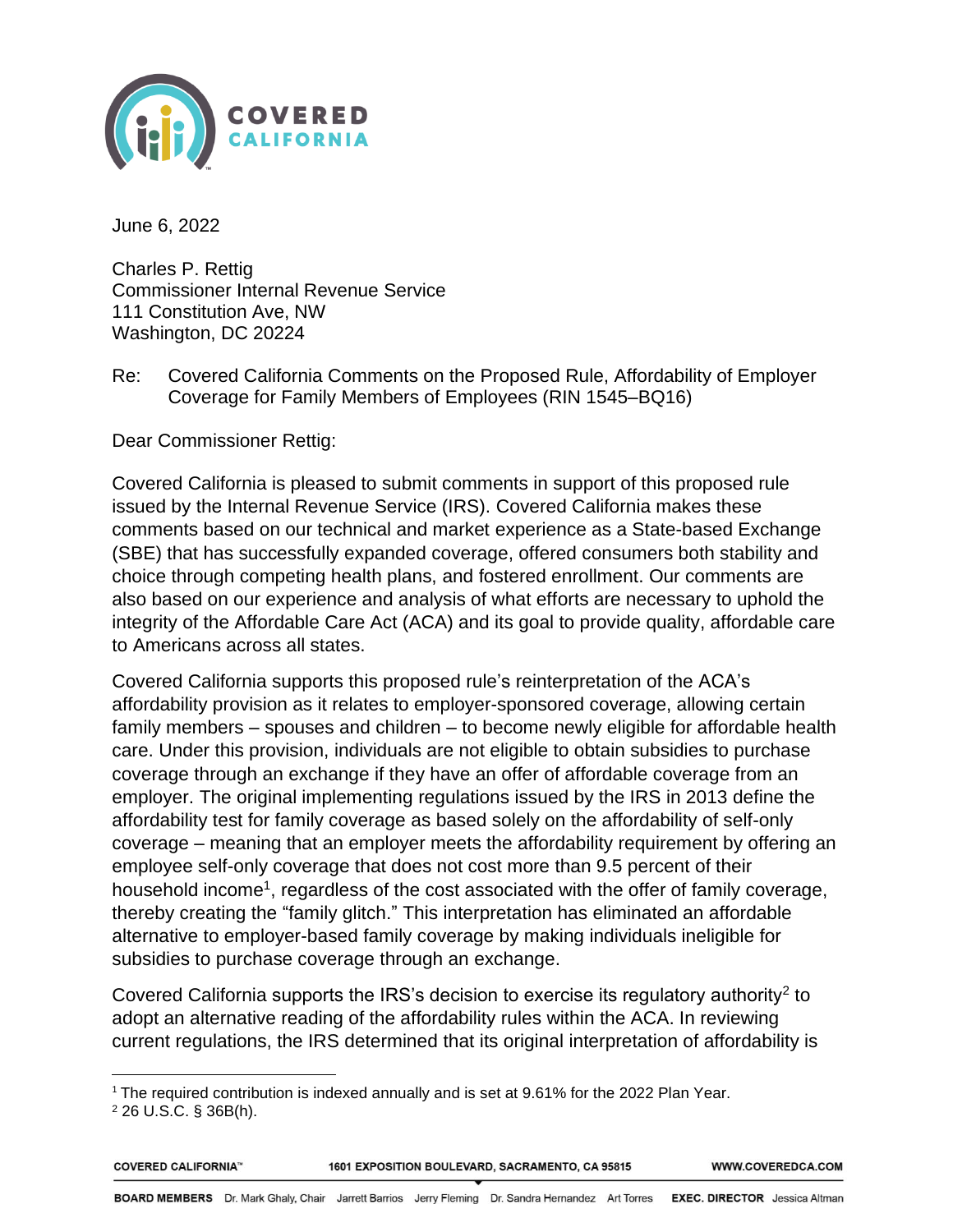June 6, 2022

Charles P. Rettig
Commissioner Internal Revenue Service
111 Constitution Ave, NW
Washington, DC 20224

Re: Covered California Comments on the Proposed Rule, Affordability of Employer Coverage for Family Members of Employees (RIN 1545–BQ16)

Dear Commissioner Rettig:

Covered California is pleased to submit comments in support of this proposed rule issued by the Internal Revenue Service (IRS). Covered California makes these comments based on our technical and market experience as a State-based Exchange (SBE) that has successfully expanded coverage, offered consumers both stability and choice through competing health plans, and fostered enrollment. Our comments are also based on our experience and analysis of what efforts are necessary to uphold the integrity of the Affordable Care Act (ACA) and its goal to provide quality, affordable care to Americans across all states.

Covered California supports this proposed rule's reinterpretation of the ACA's affordability provision as it relates to employer-sponsored coverage, allowing certain family members – spouses and children – to become newly eligible for affordable health care. Under this provision, individuals are not eligible to obtain subsidies to purchase coverage through an exchange if they have an offer of affordable coverage from an employer. The original implementing regulations issued by the IRS in 2013 define the affordability test for family coverage as based solely on the affordability of self-only coverage – meaning that an employer meets the affordability requirement by offering an employee self-only coverage that does not cost more than 9.5 percent of their household income[1], regardless of the cost associated with the offer of family coverage, thereby creating the "family glitch." This interpretation has eliminated an affordable alternative to employer-based family coverage by making individuals ineligible for subsidies to purchase coverage through an exchange.

Covered California supports the IRS's decision to exercise its regulatory authority[2] to adopt an alternative reading of the affordability rules within the ACA. In reviewing current regulations, the IRS determined that its original interpretation of affordability is

---

[1] The required contribution is indexed annually and is set at 9.61% for the 2022 Plan Year.

[2] 26 U.S.C. § 36B(h).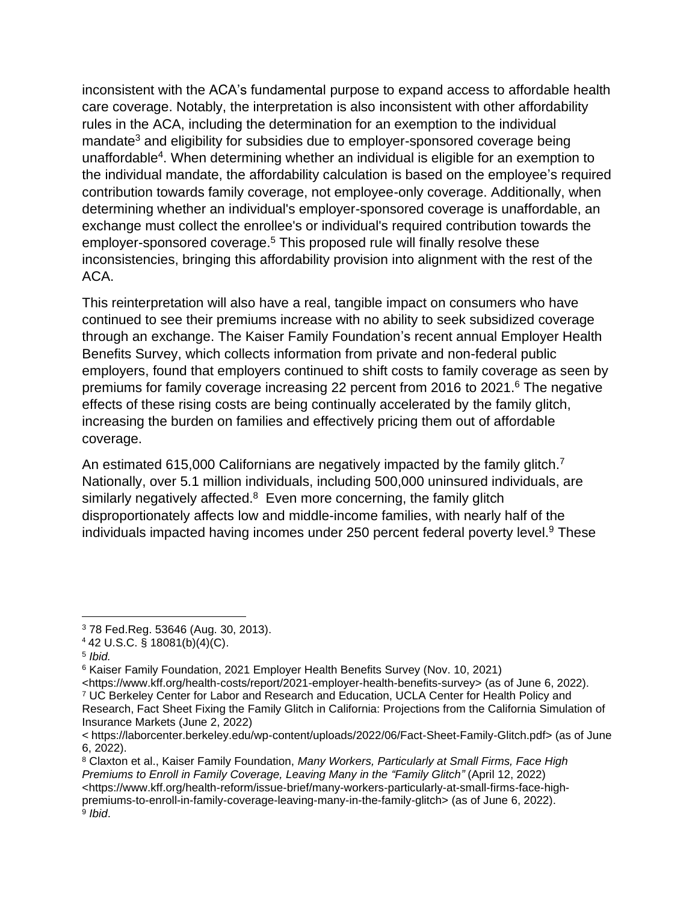inconsistent with the ACA's fundamental purpose to expand access to affordable health care coverage. Notably, the interpretation is also inconsistent with other affordability rules in the ACA, including the determination for an exemption to the individual mandate[3] and eligibility for subsidies due to employer-sponsored coverage being unaffordable[4]. When determining whether an individual is eligible for an exemption to the individual mandate, the affordability calculation is based on the employee's required contribution towards family coverage, not employee-only coverage. Additionally, when determining whether an individual's employer-sponsored coverage is unaffordable, an exchange must collect the enrollee's or individual's required contribution towards the employer-sponsored coverage.[5] This proposed rule will finally resolve these inconsistencies, bringing this affordability provision into alignment with the rest of the ACA.

This reinterpretation will also have a real, tangible impact on consumers who have continued to see their premiums increase with no ability to seek subsidized coverage through an exchange. The Kaiser Family Foundation's recent annual Employer Health Benefits Survey, which collects information from private and non-federal public employers, found that employers continued to shift costs to family coverage as seen by premiums for family coverage increasing 22 percent from 2016 to 2021.[6] The negative effects of these rising costs are being continually accelerated by the family glitch, increasing the burden on families and effectively pricing them out of affordable coverage.

An estimated 615,000 Californians are negatively impacted by the family glitch.[7] Nationally, over 5.1 million individuals, including 500,000 uninsured individuals, are similarly negatively affected.[8] Even more concerning, the family glitch disproportionately affects low and middle-income families, with nearly half of the individuals impacted having incomes under 250 percent federal poverty level.[9] These

---

[3] 78 Fed.Reg. 53646 (Aug. 30, 2013).

[4] 42 U.S.C. § 18081(b)(4)(C).

[5] *Ibid.*

[6] Kaiser Family Foundation, 2021 Employer Health Benefits Survey (Nov. 10, 2021) <https://www.kff.org/health-costs/report/2021-employer-health-benefits-survey> (as of June 6, 2022).

[7] UC Berkeley Center for Labor and Research and Education, UCLA Center for Health Policy and Research, Fact Sheet Fixing the Family Glitch in California: Projections from the California Simulation of Insurance Markets (June 2, 2022) < https://laborcenter.berkeley.edu/wp-content/uploads/2022/06/Fact-Sheet-Family-Glitch.pdf> (as of June 6, 2022).

[8] Claxton et al., Kaiser Family Foundation, *Many Workers, Particularly at Small Firms, Face High Premiums to Enroll in Family Coverage, Leaving Many in the "Family Glitch"* (April 12, 2022) <https://www.kff.org/health-reform/issue-brief/many-workers-particularly-at-small-firms-face-high-premiums-to-enroll-in-family-coverage-leaving-many-in-the-family-glitch> (as of June 6, 2022).

[9] *Ibid*.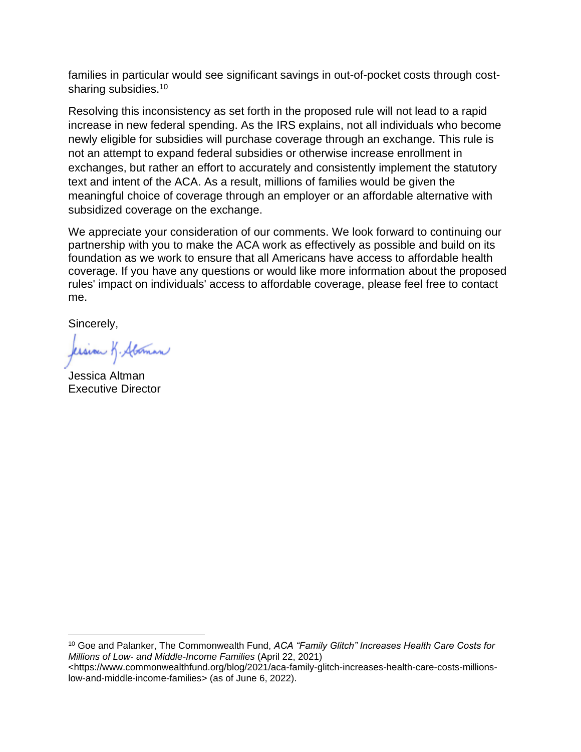families in particular would see significant savings in out-of-pocket costs through cost-sharing subsidies.[10]

Resolving this inconsistency as set forth in the proposed rule will not lead to a rapid increase in new federal spending. As the IRS explains, not all individuals who become newly eligible for subsidies will purchase coverage through an exchange. This rule is not an attempt to expand federal subsidies or otherwise increase enrollment in exchanges, but rather an effort to accurately and consistently implement the statutory text and intent of the ACA. As a result, millions of families would be given the meaningful choice of coverage through an employer or an affordable alternative with subsidized coverage on the exchange.

We appreciate your consideration of our comments. We look forward to continuing our partnership with you to make the ACA work as effectively as possible and build on its foundation as we work to ensure that all Americans have access to affordable health coverage. If you have any questions or would like more information about the proposed rules' impact on individuals' access to affordable coverage, please feel free to contact me.

Sincerely,

Jessica K. Altman

Jessica Altman
Executive Director

[10] Goe and Palanker, The Commonwealth Fund, *ACA "Family Glitch" Increases Health Care Costs for Millions of Low- and Middle-Income Families* (April 22, 2021) <https://www.commonwealthfund.org/blog/2021/aca-family-glitch-increases-health-care-costs-millions-low-and-middle-income-families> (as of June 6, 2022).